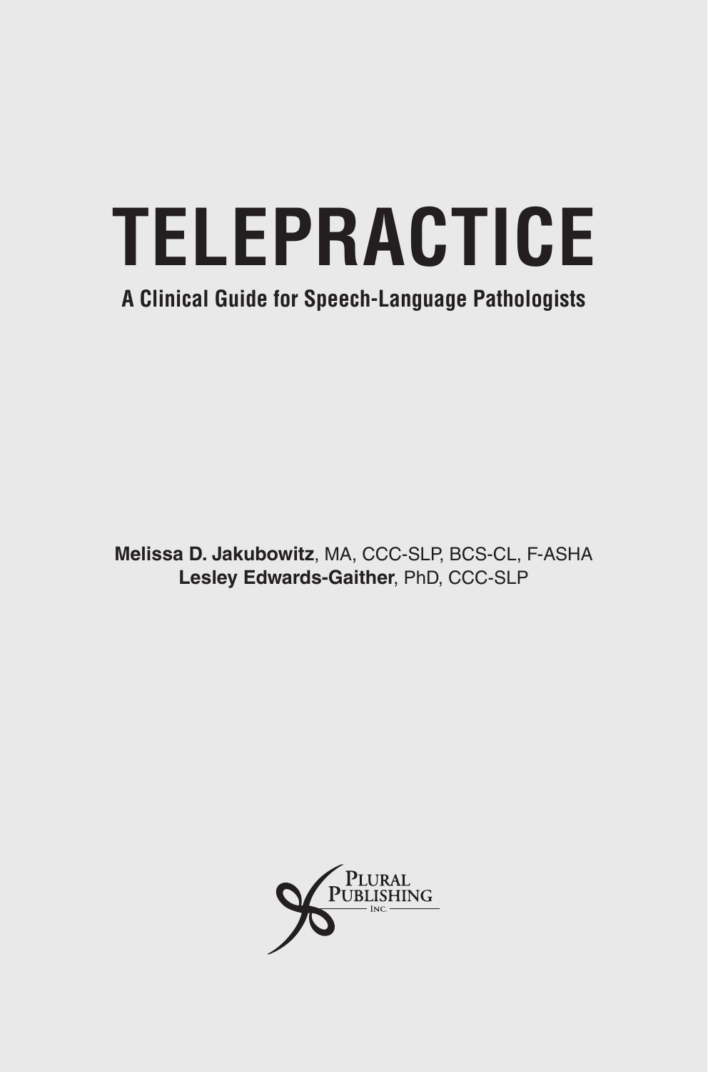# TELEPRACTICE

## A Clinical Guide for Speech-Language Pathologists

**Melissa D. Jakubowitz**, MA, CCC-SLP, BCS-CL, F-ASHA
**Lesley Edwards-Gaither**, PhD, CCC-SLP

Plural Publishing Inc.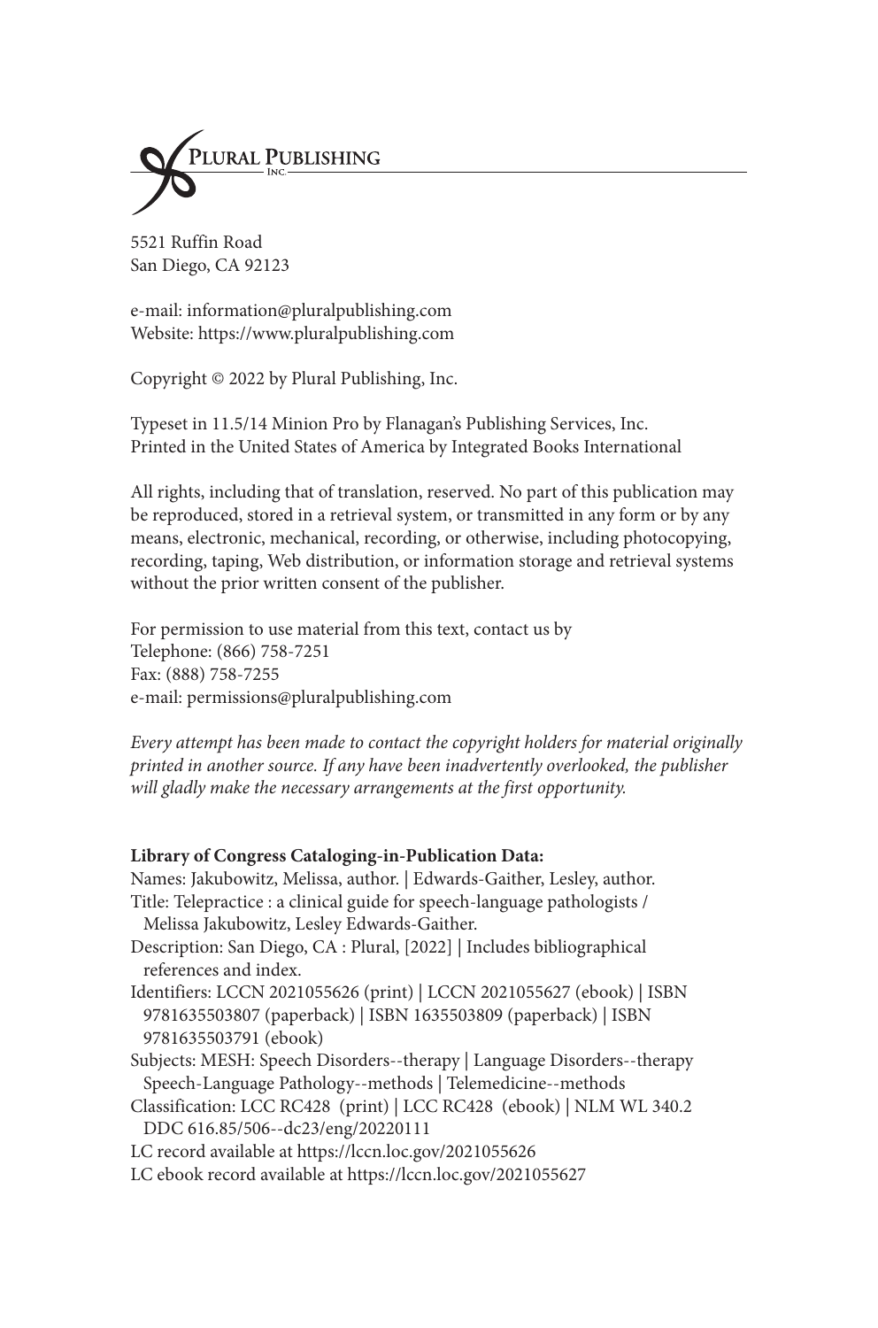PLURAL PUBLISHING
INC.

5521 Ruffin Road
San Diego, CA 92123

e-mail: information@pluralpublishing.com
Website: https://www.pluralpublishing.com

Copyright © 2022 by Plural Publishing, Inc.

Typeset in 11.5/14 Minion Pro by Flanagan's Publishing Services, Inc.
Printed in the United States of America by Integrated Books International

All rights, including that of translation, reserved. No part of this publication may be reproduced, stored in a retrieval system, or transmitted in any form or by any means, electronic, mechanical, recording, or otherwise, including photocopying, recording, taping, Web distribution, or information storage and retrieval systems without the prior written consent of the publisher.

For permission to use material from this text, contact us by
Telephone: (866) 758-7251
Fax: (888) 758-7255
e-mail: permissions@pluralpublishing.com

*Every attempt has been made to contact the copyright holders for material originally printed in another source. If any have been inadvertently overlooked, the publisher will gladly make the necessary arrangements at the first opportunity.*

**Library of Congress Cataloging-in-Publication Data:**
Names: Jakubowitz, Melissa, author. | Edwards-Gaither, Lesley, author.
Title: Telepractice : a clinical guide for speech-language pathologists / Melissa Jakubowitz, Lesley Edwards-Gaither.
Description: San Diego, CA : Plural, [2022] | Includes bibliographical references and index.
Identifiers: LCCN 2021055626 (print) | LCCN 2021055627 (ebook) | ISBN 9781635503807 (paperback) | ISBN 1635503809 (paperback) | ISBN 9781635503791 (ebook)
Subjects: MESH: Speech Disorders--therapy | Language Disorders--therapy Speech-Language Pathology--methods | Telemedicine--methods
Classification: LCC RC428 (print) | LCC RC428 (ebook) | NLM WL 340.2 DDC 616.85/506--dc23/eng/20220111
LC record available at https://lccn.loc.gov/2021055626
LC ebook record available at https://lccn.loc.gov/2021055627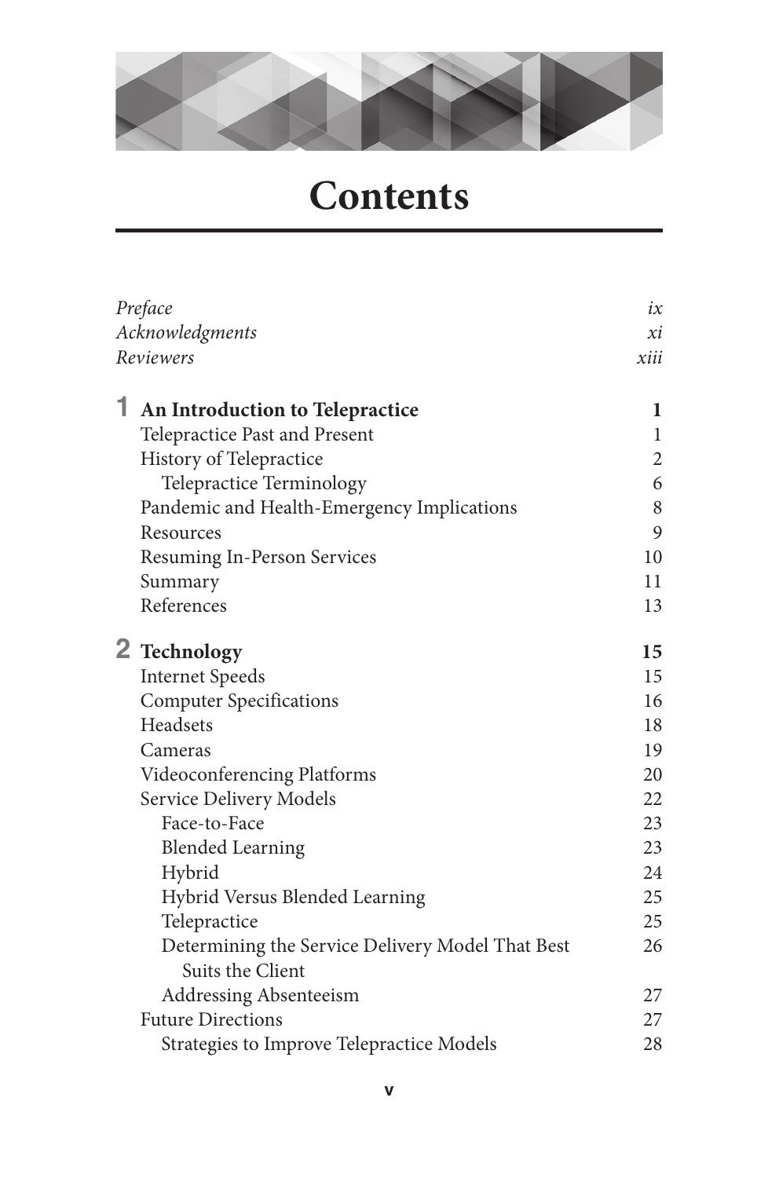# Contents

| | |
|---|---|
| *Preface* | *ix* |
| *Acknowledgments* | *xi* |
| *Reviewers* | *xiii* |
| **1 An Introduction to Telepractice** | **1** |
| Telepractice Past and Present | 1 |
| History of Telepractice | 2 |
| Telepractice Terminology | 6 |
| Pandemic and Health-Emergency Implications | 8 |
| Resources | 9 |
| Resuming In-Person Services | 10 |
| Summary | 11 |
| References | 13 |
| **2 Technology** | **15** |
| Internet Speeds | 15 |
| Computer Specifications | 16 |
| Headsets | 18 |
| Cameras | 19 |
| Videoconferencing Platforms | 20 |
| Service Delivery Models | 22 |
| Face-to-Face | 23 |
| Blended Learning | 23 |
| Hybrid | 24 |
| Hybrid Versus Blended Learning | 25 |
| Telepractice | 25 |
| Determining the Service Delivery Model That Best Suits the Client | 26 |
| Addressing Absenteeism | 27 |
| Future Directions | 27 |
| Strategies to Improve Telepractice Models | 28 |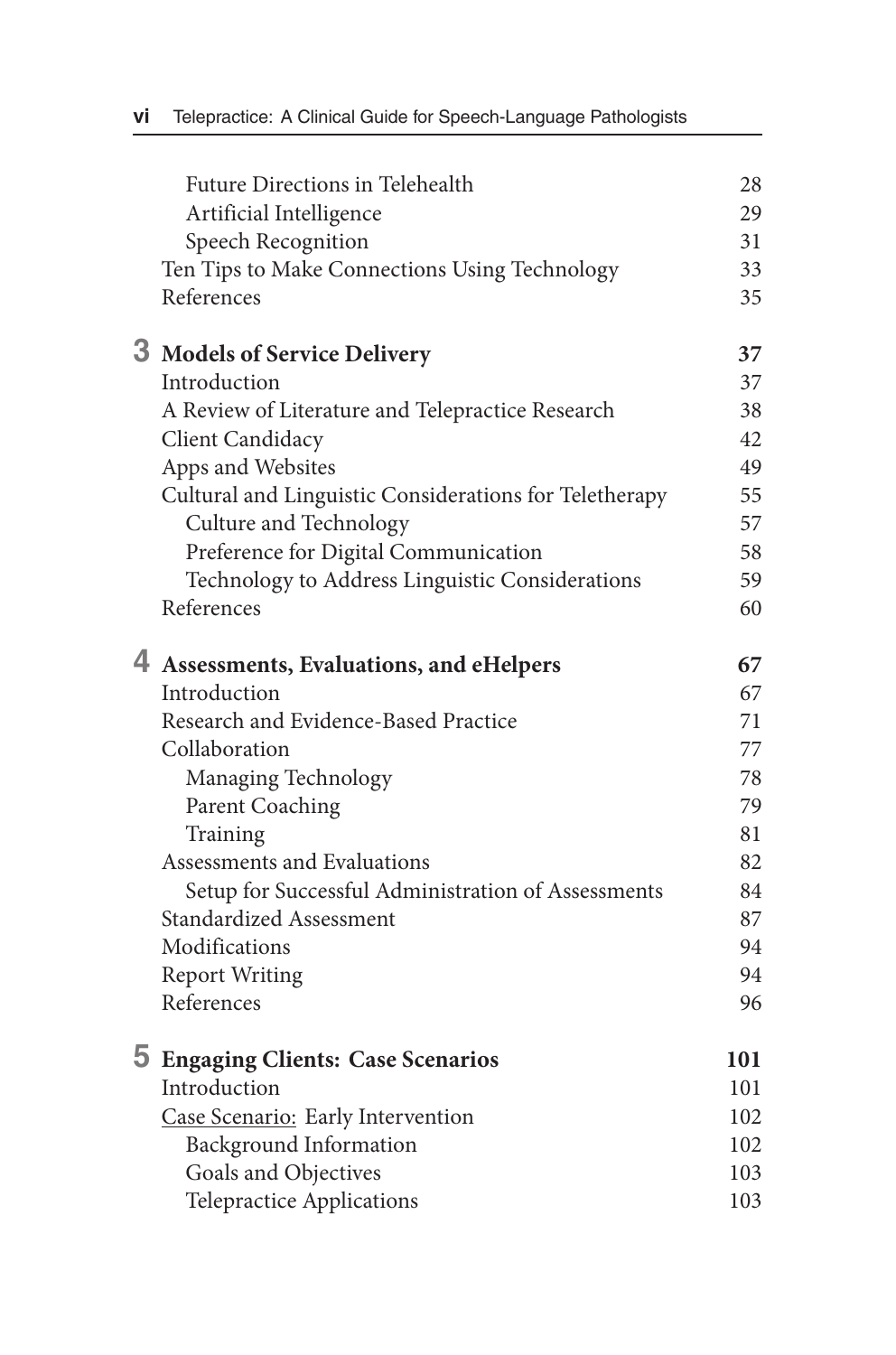Future Directions in Telehealth 28
Artificial Intelligence 29
Speech Recognition 31
Ten Tips to Make Connections Using Technology 33
References 35

**3 Models of Service Delivery 37**

Introduction 37
A Review of Literature and Telepractice Research 38
Client Candidacy 42
Apps and Websites 49
Cultural and Linguistic Considerations for Teletherapy 55
Culture and Technology 57
Preference for Digital Communication 58
Technology to Address Linguistic Considerations 59
References 60

**4 Assessments, Evaluations, and eHelpers 67**

Introduction 67
Research and Evidence-Based Practice 71
Collaboration 77
Managing Technology 78
Parent Coaching 79
Training 81
Assessments and Evaluations 82
Setup for Successful Administration of Assessments 84
Standardized Assessment 87
Modifications 94
Report Writing 94
References 96

**5 Engaging Clients: Case Scenarios 101**

Introduction 101
Case Scenario: Early Intervention 102
Background Information 102
Goals and Objectives 103
Telepractice Applications 103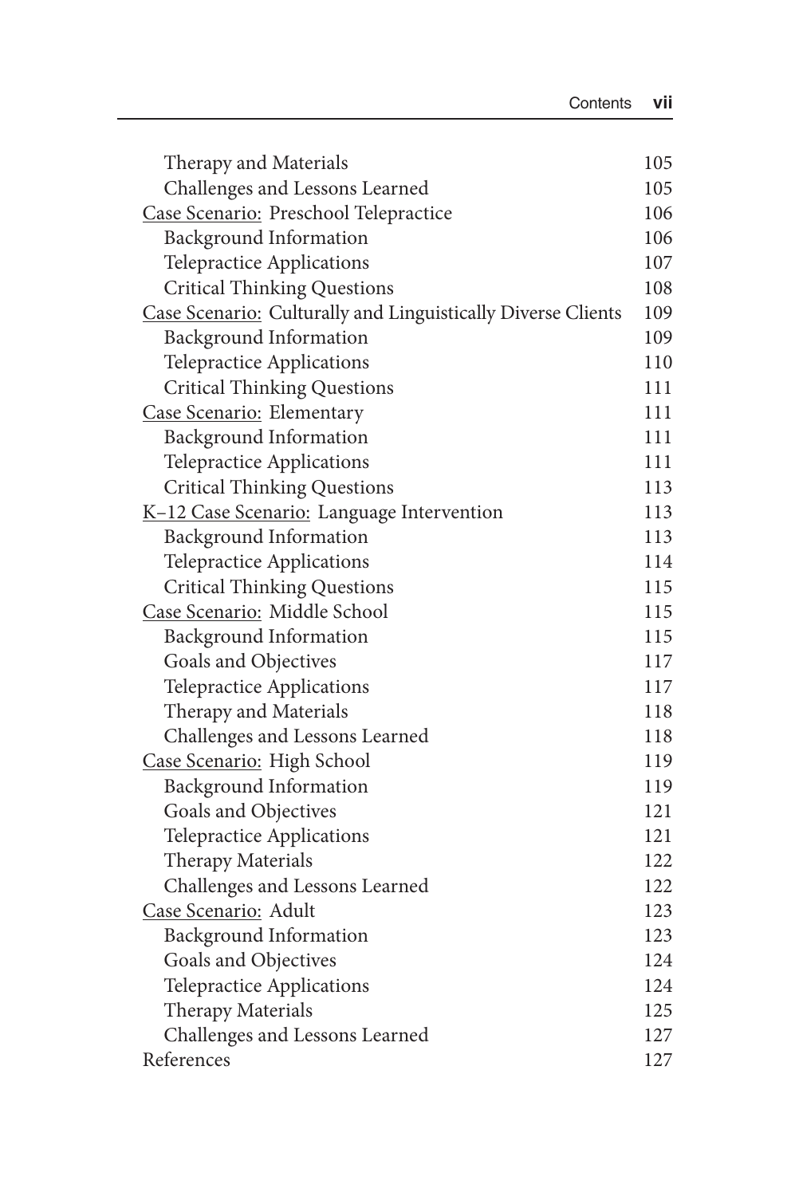| | |
|---|---|
| Therapy and Materials | 105 |
| Challenges and Lessons Learned | 105 |
| Case Scenario: Preschool Telepractice | 106 |
| Background Information | 106 |
| Telepractice Applications | 107 |
| Critical Thinking Questions | 108 |
| Case Scenario: Culturally and Linguistically Diverse Clients | 109 |
| Background Information | 109 |
| Telepractice Applications | 110 |
| Critical Thinking Questions | 111 |
| Case Scenario: Elementary | 111 |
| Background Information | 111 |
| Telepractice Applications | 111 |
| Critical Thinking Questions | 113 |
| K–12 Case Scenario: Language Intervention | 113 |
| Background Information | 113 |
| Telepractice Applications | 114 |
| Critical Thinking Questions | 115 |
| Case Scenario: Middle School | 115 |
| Background Information | 115 |
| Goals and Objectives | 117 |
| Telepractice Applications | 117 |
| Therapy and Materials | 118 |
| Challenges and Lessons Learned | 118 |
| Case Scenario: High School | 119 |
| Background Information | 119 |
| Goals and Objectives | 121 |
| Telepractice Applications | 121 |
| Therapy Materials | 122 |
| Challenges and Lessons Learned | 122 |
| Case Scenario: Adult | 123 |
| Background Information | 123 |
| Goals and Objectives | 124 |
| Telepractice Applications | 124 |
| Therapy Materials | 125 |
| Challenges and Lessons Learned | 127 |
| References | 127 |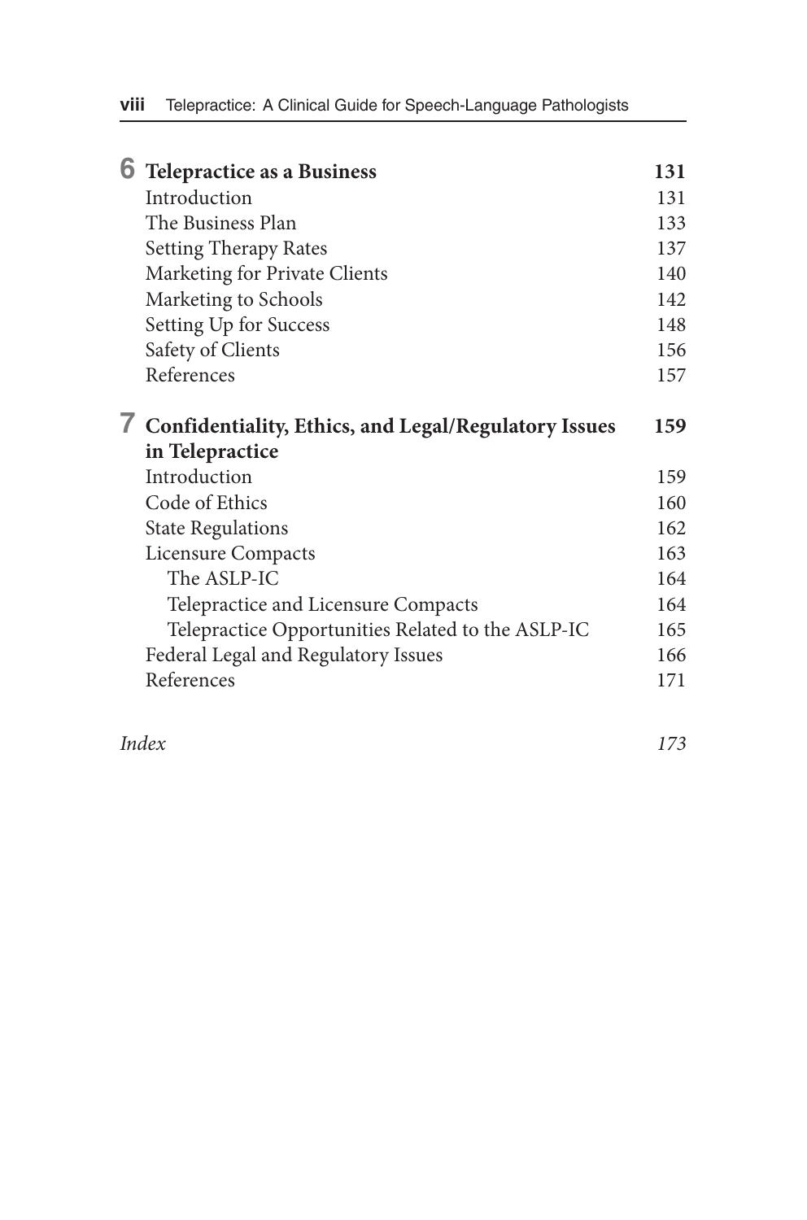**6 Telepractice as a Business** — **131**

- Introduction — 131
- The Business Plan — 133
- Setting Therapy Rates — 137
- Marketing for Private Clients — 140
- Marketing to Schools — 142
- Setting Up for Success — 148
- Safety of Clients — 156
- References — 157

**7 Confidentiality, Ethics, and Legal/Regulatory Issues in Telepractice** — **159**

- Introduction — 159
- Code of Ethics — 160
- State Regulations — 162
- Licensure Compacts — 163
  - The ASLP-IC — 164
  - Telepractice and Licensure Compacts — 164
  - Telepractice Opportunities Related to the ASLP-IC — 165
- Federal Legal and Regulatory Issues — 166
- References — 171

*Index* — *173*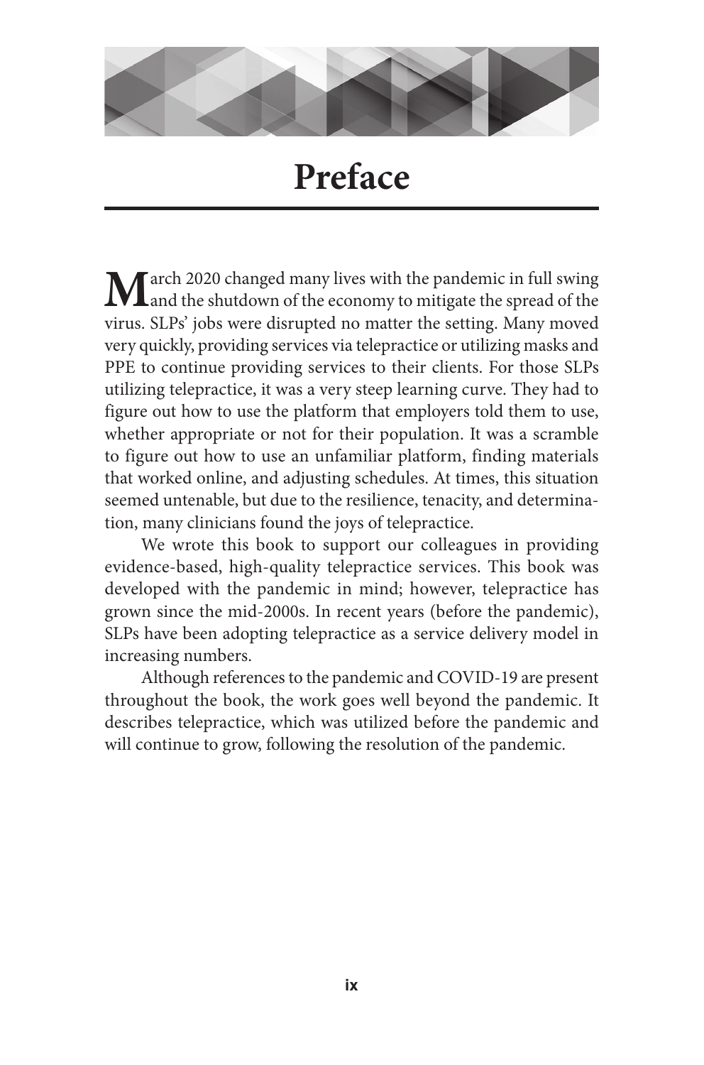# Preface

March 2020 changed many lives with the pandemic in full swing and the shutdown of the economy to mitigate the spread of the virus. SLPs' jobs were disrupted no matter the setting. Many moved very quickly, providing services via telepractice or utilizing masks and PPE to continue providing services to their clients. For those SLPs utilizing telepractice, it was a very steep learning curve. They had to figure out how to use the platform that employers told them to use, whether appropriate or not for their population. It was a scramble to figure out how to use an unfamiliar platform, finding materials that worked online, and adjusting schedules. At times, this situation seemed untenable, but due to the resilience, tenacity, and determination, many clinicians found the joys of telepractice.

We wrote this book to support our colleagues in providing evidence-based, high-quality telepractice services. This book was developed with the pandemic in mind; however, telepractice has grown since the mid-2000s. In recent years (before the pandemic), SLPs have been adopting telepractice as a service delivery model in increasing numbers.

Although references to the pandemic and COVID-19 are present throughout the book, the work goes well beyond the pandemic. It describes telepractice, which was utilized before the pandemic and will continue to grow, following the resolution of the pandemic.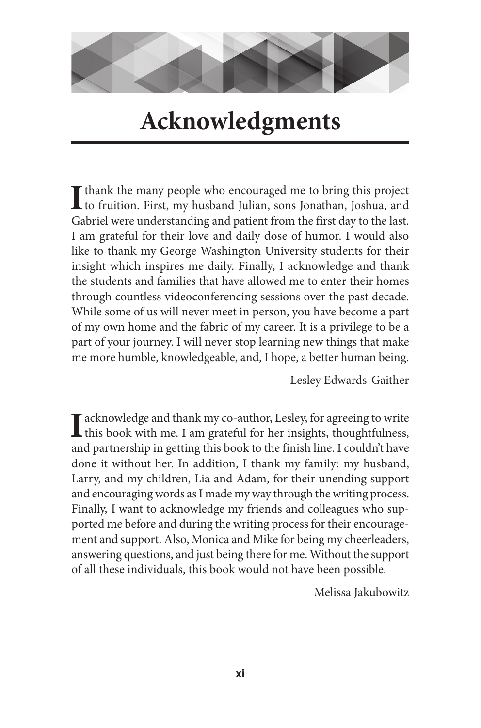# Acknowledgments

I thank the many people who encouraged me to bring this project to fruition. First, my husband Julian, sons Jonathan, Joshua, and Gabriel were understanding and patient from the first day to the last. I am grateful for their love and daily dose of humor. I would also like to thank my George Washington University students for their insight which inspires me daily. Finally, I acknowledge and thank the students and families that have allowed me to enter their homes through countless videoconferencing sessions over the past decade. While some of us will never meet in person, you have become a part of my own home and the fabric of my career. It is a privilege to be a part of your journey. I will never stop learning new things that make me more humble, knowledgeable, and, I hope, a better human being.

Lesley Edwards-Gaither

I acknowledge and thank my co-author, Lesley, for agreeing to write this book with me. I am grateful for her insights, thoughtfulness, and partnership in getting this book to the finish line. I couldn't have done it without her. In addition, I thank my family: my husband, Larry, and my children, Lia and Adam, for their unending support and encouraging words as I made my way through the writing process. Finally, I want to acknowledge my friends and colleagues who supported me before and during the writing process for their encouragement and support. Also, Monica and Mike for being my cheerleaders, answering questions, and just being there for me. Without the support of all these individuals, this book would not have been possible.

Melissa Jakubowitz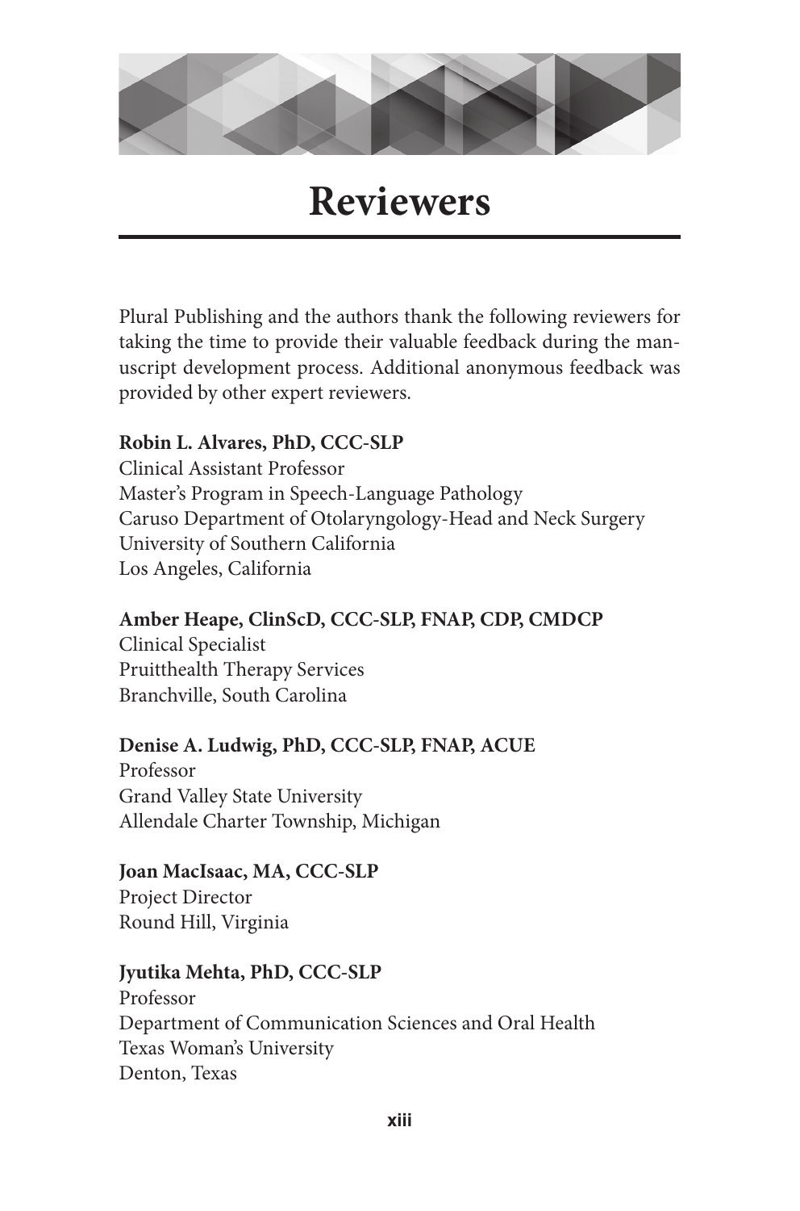# Reviewers

Plural Publishing and the authors thank the following reviewers for taking the time to provide their valuable feedback during the manuscript development process. Additional anonymous feedback was provided by other expert reviewers.

**Robin L. Alvares, PhD, CCC-SLP**
Clinical Assistant Professor
Master's Program in Speech-Language Pathology
Caruso Department of Otolaryngology-Head and Neck Surgery
University of Southern California
Los Angeles, California

**Amber Heape, ClinScD, CCC-SLP, FNAP, CDP, CMDCP**
Clinical Specialist
Pruitthealth Therapy Services
Branchville, South Carolina

**Denise A. Ludwig, PhD, CCC-SLP, FNAP, ACUE**
Professor
Grand Valley State University
Allendale Charter Township, Michigan

**Joan MacIsaac, MA, CCC-SLP**
Project Director
Round Hill, Virginia

**Jyutika Mehta, PhD, CCC-SLP**
Professor
Department of Communication Sciences and Oral Health
Texas Woman's University
Denton, Texas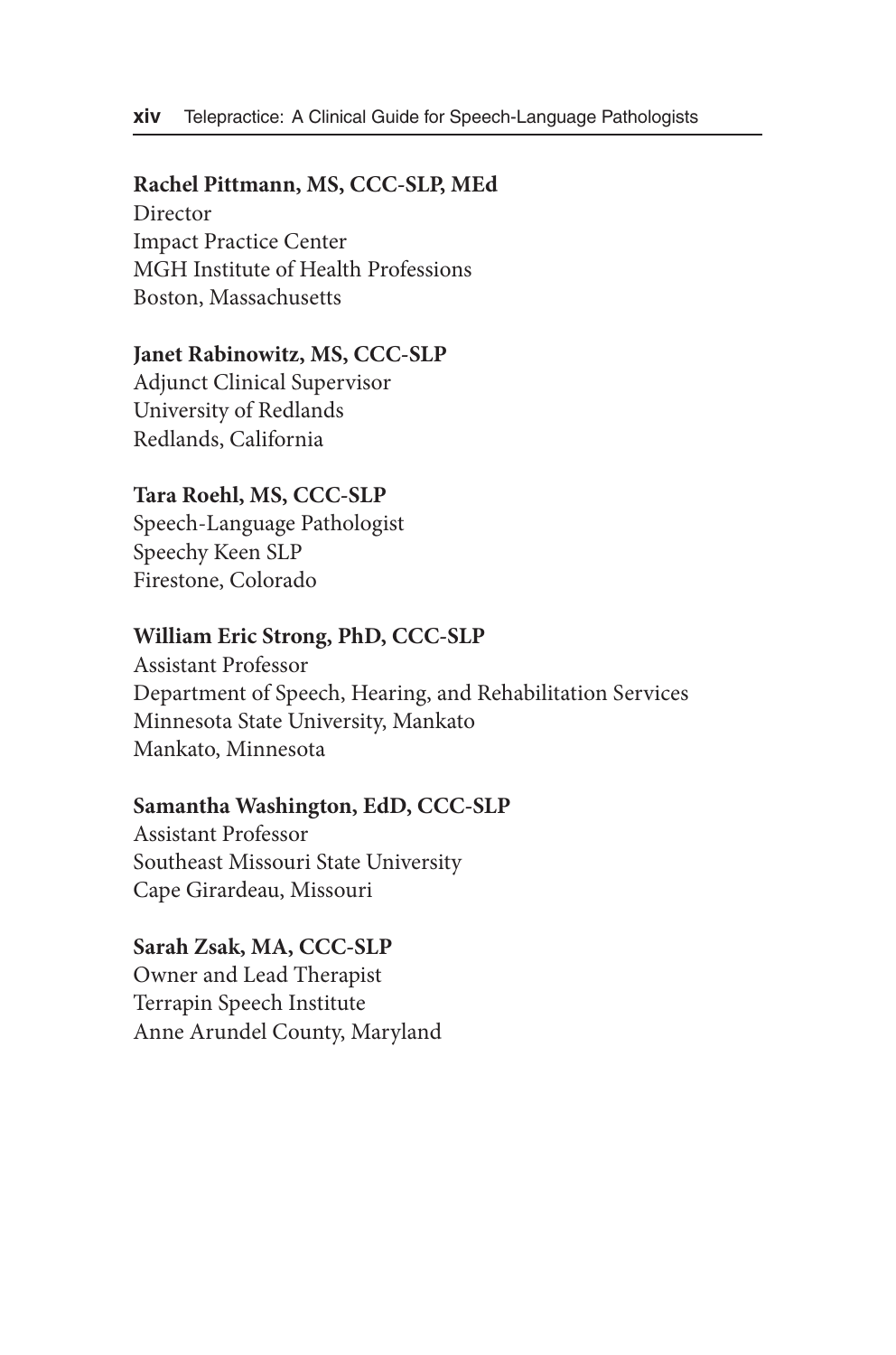**Rachel Pittmann, MS, CCC-SLP, MEd**
Director
Impact Practice Center
MGH Institute of Health Professions
Boston, Massachusetts

**Janet Rabinowitz, MS, CCC-SLP**
Adjunct Clinical Supervisor
University of Redlands
Redlands, California

**Tara Roehl, MS, CCC-SLP**
Speech-Language Pathologist
Speechy Keen SLP
Firestone, Colorado

**William Eric Strong, PhD, CCC-SLP**
Assistant Professor
Department of Speech, Hearing, and Rehabilitation Services
Minnesota State University, Mankato
Mankato, Minnesota

**Samantha Washington, EdD, CCC-SLP**
Assistant Professor
Southeast Missouri State University
Cape Girardeau, Missouri

**Sarah Zsak, MA, CCC-SLP**
Owner and Lead Therapist
Terrapin Speech Institute
Anne Arundel County, Maryland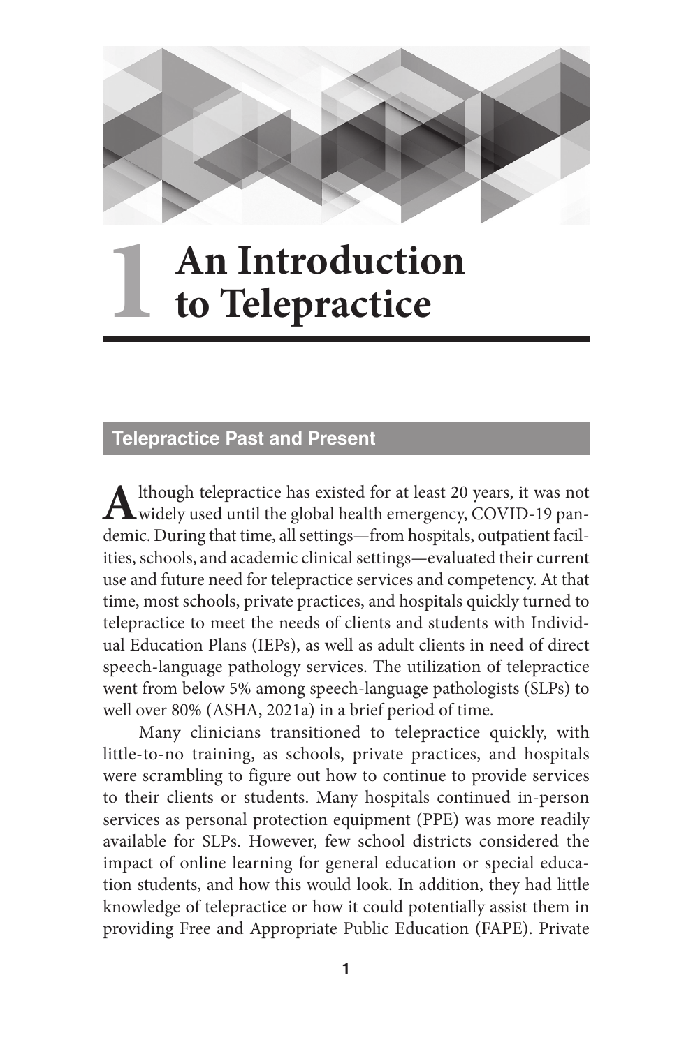# 1 An Introduction to Telepractice

## Telepractice Past and Present

Although telepractice has existed for at least 20 years, it was not widely used until the global health emergency, COVID-19 pandemic. During that time, all settings—from hospitals, outpatient facilities, schools, and academic clinical settings—evaluated their current use and future need for telepractice services and competency. At that time, most schools, private practices, and hospitals quickly turned to telepractice to meet the needs of clients and students with Individual Education Plans (IEPs), as well as adult clients in need of direct speech-language pathology services. The utilization of telepractice went from below 5% among speech-language pathologists (SLPs) to well over 80% (ASHA, 2021a) in a brief period of time.

Many clinicians transitioned to telepractice quickly, with little-to-no training, as schools, private practices, and hospitals were scrambling to figure out how to continue to provide services to their clients or students. Many hospitals continued in-person services as personal protection equipment (PPE) was more readily available for SLPs. However, few school districts considered the impact of online learning for general education or special education students, and how this would look. In addition, they had little knowledge of telepractice or how it could potentially assist them in providing Free and Appropriate Public Education (FAPE). Private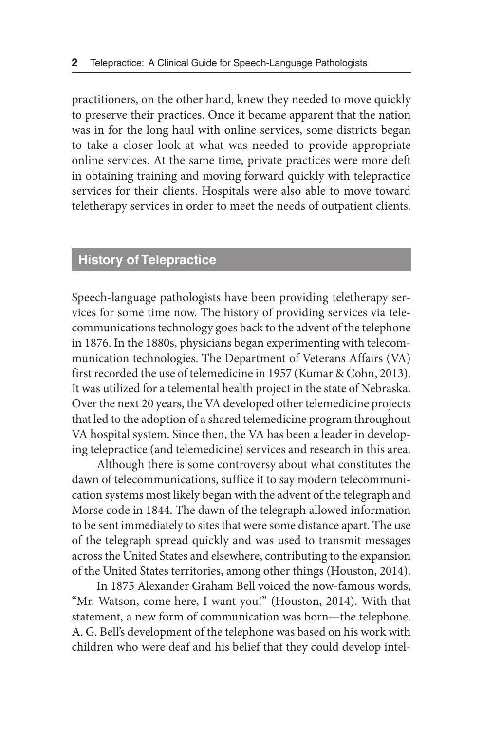practitioners, on the other hand, knew they needed to move quickly to preserve their practices. Once it became apparent that the nation was in for the long haul with online services, some districts began to take a closer look at what was needed to provide appropriate online services. At the same time, private practices were more deft in obtaining training and moving forward quickly with telepractice services for their clients. Hospitals were also able to move toward teletherapy services in order to meet the needs of outpatient clients.

## History of Telepractice

Speech-language pathologists have been providing teletherapy services for some time now. The history of providing services via telecommunications technology goes back to the advent of the telephone in 1876. In the 1880s, physicians began experimenting with telecommunication technologies. The Department of Veterans Affairs (VA) first recorded the use of telemedicine in 1957 (Kumar & Cohn, 2013). It was utilized for a telemental health project in the state of Nebraska. Over the next 20 years, the VA developed other telemedicine projects that led to the adoption of a shared telemedicine program throughout VA hospital system. Since then, the VA has been a leader in developing telepractice (and telemedicine) services and research in this area.

Although there is some controversy about what constitutes the dawn of telecommunications, suffice it to say modern telecommunication systems most likely began with the advent of the telegraph and Morse code in 1844. The dawn of the telegraph allowed information to be sent immediately to sites that were some distance apart. The use of the telegraph spread quickly and was used to transmit messages across the United States and elsewhere, contributing to the expansion of the United States territories, among other things (Houston, 2014).

In 1875 Alexander Graham Bell voiced the now-famous words, "Mr. Watson, come here, I want you!" (Houston, 2014). With that statement, a new form of communication was born—the telephone. A. G. Bell's development of the telephone was based on his work with children who were deaf and his belief that they could develop intel-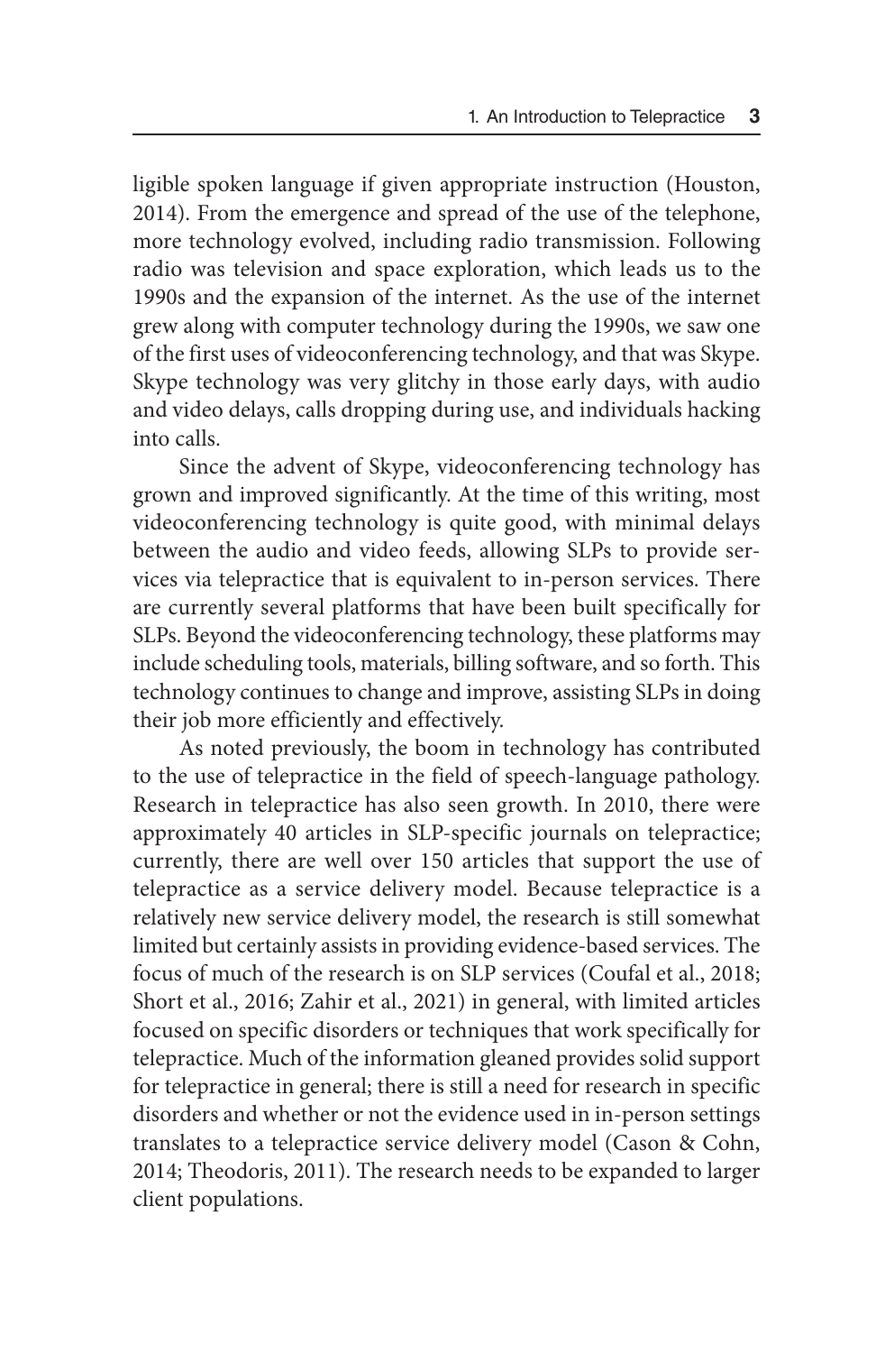ligible spoken language if given appropriate instruction (Houston, 2014). From the emergence and spread of the use of the telephone, more technology evolved, including radio transmission. Following radio was television and space exploration, which leads us to the 1990s and the expansion of the internet. As the use of the internet grew along with computer technology during the 1990s, we saw one of the first uses of videoconferencing technology, and that was Skype. Skype technology was very glitchy in those early days, with audio and video delays, calls dropping during use, and individuals hacking into calls.

Since the advent of Skype, videoconferencing technology has grown and improved significantly. At the time of this writing, most videoconferencing technology is quite good, with minimal delays between the audio and video feeds, allowing SLPs to provide services via telepractice that is equivalent to in-person services. There are currently several platforms that have been built specifically for SLPs. Beyond the videoconferencing technology, these platforms may include scheduling tools, materials, billing software, and so forth. This technology continues to change and improve, assisting SLPs in doing their job more efficiently and effectively.

As noted previously, the boom in technology has contributed to the use of telepractice in the field of speech-language pathology. Research in telepractice has also seen growth. In 2010, there were approximately 40 articles in SLP-specific journals on telepractice; currently, there are well over 150 articles that support the use of telepractice as a service delivery model. Because telepractice is a relatively new service delivery model, the research is still somewhat limited but certainly assists in providing evidence-based services. The focus of much of the research is on SLP services (Coufal et al., 2018; Short et al., 2016; Zahir et al., 2021) in general, with limited articles focused on specific disorders or techniques that work specifically for telepractice. Much of the information gleaned provides solid support for telepractice in general; there is still a need for research in specific disorders and whether or not the evidence used in in-person settings translates to a telepractice service delivery model (Cason & Cohn, 2014; Theodoris, 2011). The research needs to be expanded to larger client populations.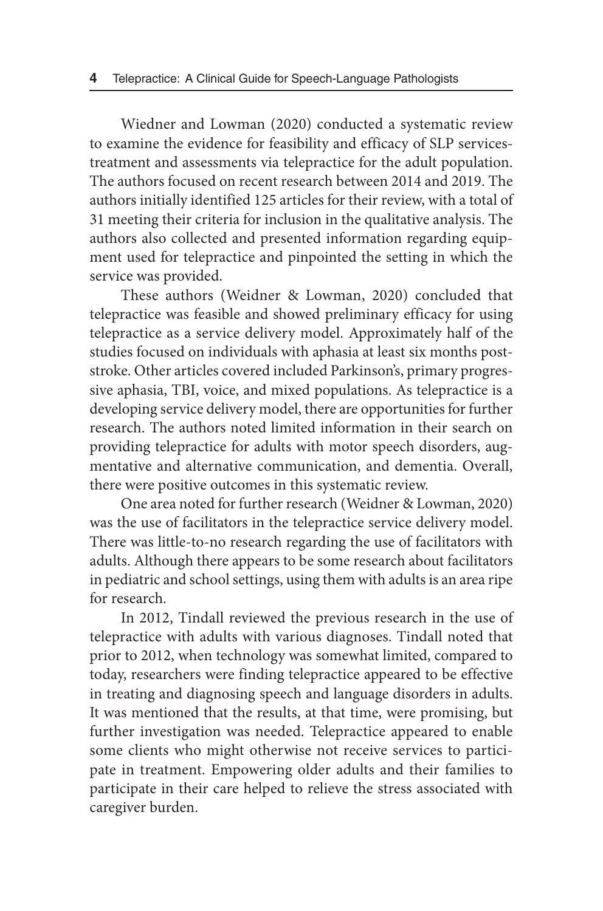Wiedner and Lowman (2020) conducted a systematic review to examine the evidence for feasibility and efficacy of SLP services-treatment and assessments via telepractice for the adult population. The authors focused on recent research between 2014 and 2019. The authors initially identified 125 articles for their review, with a total of 31 meeting their criteria for inclusion in the qualitative analysis. The authors also collected and presented information regarding equipment used for telepractice and pinpointed the setting in which the service was provided.

These authors (Weidner & Lowman, 2020) concluded that telepractice was feasible and showed preliminary efficacy for using telepractice as a service delivery model. Approximately half of the studies focused on individuals with aphasia at least six months post-stroke. Other articles covered included Parkinson's, primary progressive aphasia, TBI, voice, and mixed populations. As telepractice is a developing service delivery model, there are opportunities for further research. The authors noted limited information in their search on providing telepractice for adults with motor speech disorders, augmentative and alternative communication, and dementia. Overall, there were positive outcomes in this systematic review.

One area noted for further research (Weidner & Lowman, 2020) was the use of facilitators in the telepractice service delivery model. There was little-to-no research regarding the use of facilitators with adults. Although there appears to be some research about facilitators in pediatric and school settings, using them with adults is an area ripe for research.

In 2012, Tindall reviewed the previous research in the use of telepractice with adults with various diagnoses. Tindall noted that prior to 2012, when technology was somewhat limited, compared to today, researchers were finding telepractice appeared to be effective in treating and diagnosing speech and language disorders in adults. It was mentioned that the results, at that time, were promising, but further investigation was needed. Telepractice appeared to enable some clients who might otherwise not receive services to participate in treatment. Empowering older adults and their families to participate in their care helped to relieve the stress associated with caregiver burden.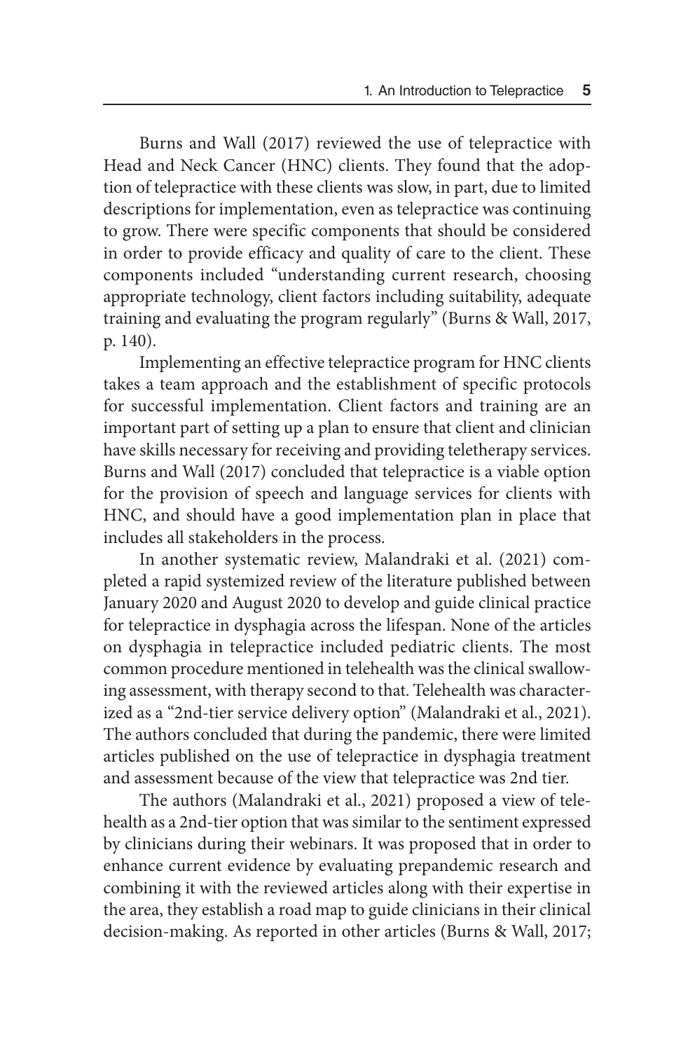Burns and Wall (2017) reviewed the use of telepractice with Head and Neck Cancer (HNC) clients. They found that the adoption of telepractice with these clients was slow, in part, due to limited descriptions for implementation, even as telepractice was continuing to grow. There were specific components that should be considered in order to provide efficacy and quality of care to the client. These components included "understanding current research, choosing appropriate technology, client factors including suitability, adequate training and evaluating the program regularly" (Burns & Wall, 2017, p. 140).

Implementing an effective telepractice program for HNC clients takes a team approach and the establishment of specific protocols for successful implementation. Client factors and training are an important part of setting up a plan to ensure that client and clinician have skills necessary for receiving and providing teletherapy services. Burns and Wall (2017) concluded that telepractice is a viable option for the provision of speech and language services for clients with HNC, and should have a good implementation plan in place that includes all stakeholders in the process.

In another systematic review, Malandraki et al. (2021) completed a rapid systemized review of the literature published between January 2020 and August 2020 to develop and guide clinical practice for telepractice in dysphagia across the lifespan. None of the articles on dysphagia in telepractice included pediatric clients. The most common procedure mentioned in telehealth was the clinical swallowing assessment, with therapy second to that. Telehealth was characterized as a "2nd-tier service delivery option" (Malandraki et al., 2021). The authors concluded that during the pandemic, there were limited articles published on the use of telepractice in dysphagia treatment and assessment because of the view that telepractice was 2nd tier.

The authors (Malandraki et al., 2021) proposed a view of telehealth as a 2nd-tier option that was similar to the sentiment expressed by clinicians during their webinars. It was proposed that in order to enhance current evidence by evaluating prepandemic research and combining it with the reviewed articles along with their expertise in the area, they establish a road map to guide clinicians in their clinical decision-making. As reported in other articles (Burns & Wall, 2017;